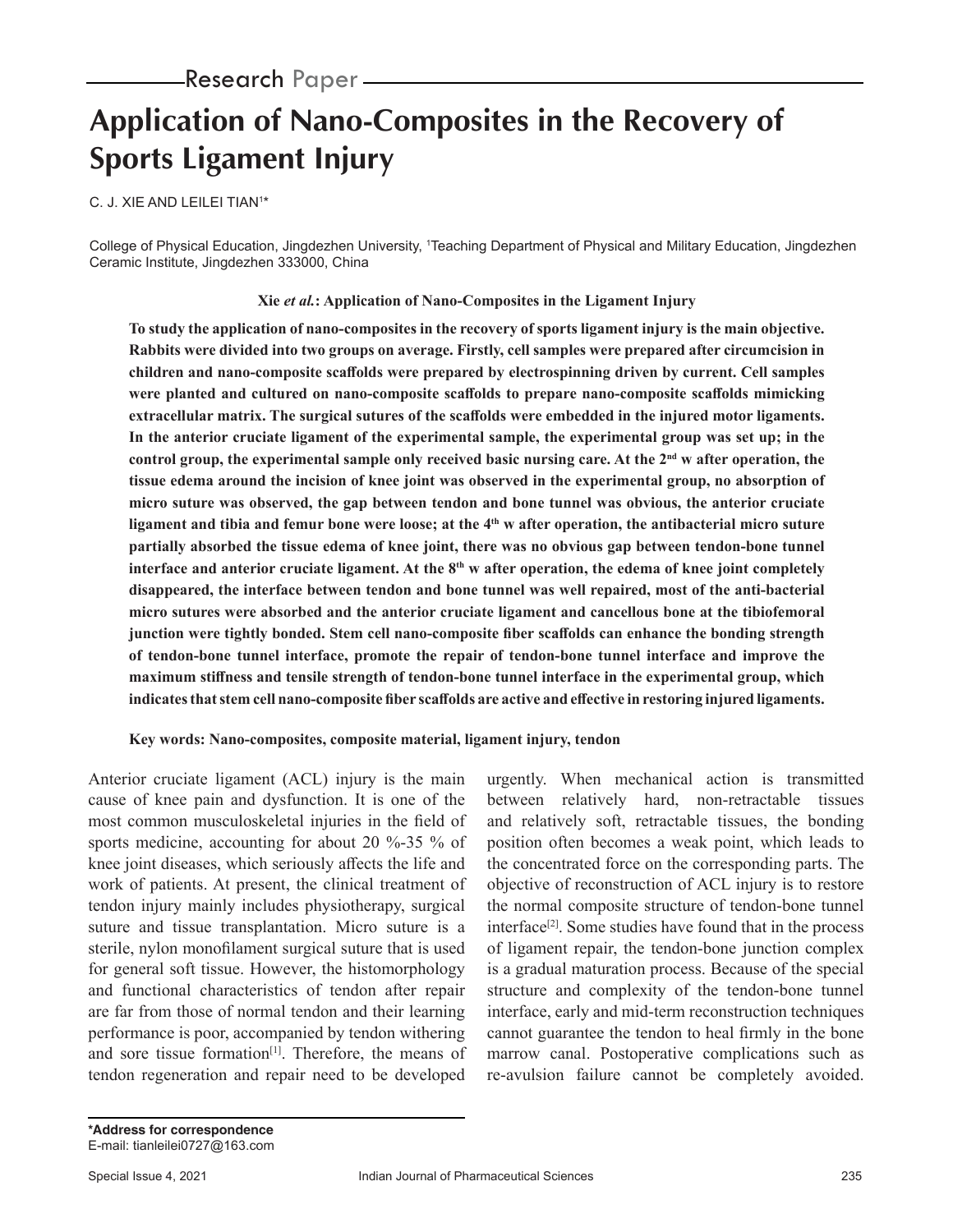Research Paper

# Application of Nano-Composites in the Recovery of Sports Ligament Injury

C. J. XIE AND LEILEI TIAN[1]*

College of Physical Education, Jingdezhen University, [1]Teaching Department of Physical and Military Education, Jingdezhen Ceramic Institute, Jingdezhen 333000, China

**Xie *et al.*: Application of Nano-Composites in the Ligament Injury**

**To study the application of nano-composites in the recovery of sports ligament injury is the main objective. Rabbits were divided into two groups on average. Firstly, cell samples were prepared after circumcision in children and nano-composite scaffolds were prepared by electrospinning driven by current. Cell samples were planted and cultured on nano-composite scaffolds to prepare nano-composite scaffolds mimicking extracellular matrix. The surgical sutures of the scaffolds were embedded in the injured motor ligaments. In the anterior cruciate ligament of the experimental sample, the experimental group was set up; in the control group, the experimental sample only received basic nursing care. At the 2nd w after operation, the tissue edema around the incision of knee joint was observed in the experimental group, no absorption of micro suture was observed, the gap between tendon and bone tunnel was obvious, the anterior cruciate ligament and tibia and femur bone were loose; at the 4th w after operation, the antibacterial micro suture partially absorbed the tissue edema of knee joint, there was no obvious gap between tendon-bone tunnel interface and anterior cruciate ligament. At the 8th w after operation, the edema of knee joint completely disappeared, the interface between tendon and bone tunnel was well repaired, most of the anti-bacterial micro sutures were absorbed and the anterior cruciate ligament and cancellous bone at the tibiofemoral junction were tightly bonded. Stem cell nano-composite fiber scaffolds can enhance the bonding strength of tendon-bone tunnel interface, promote the repair of tendon-bone tunnel interface and improve the maximum stiffness and tensile strength of tendon-bone tunnel interface in the experimental group, which indicates that stem cell nano-composite fiber scaffolds are active and effective in restoring injured ligaments.**

**Key words: Nano-composites, composite material, ligament injury, tendon**

Anterior cruciate ligament (ACL) injury is the main cause of knee pain and dysfunction. It is one of the most common musculoskeletal injuries in the field of sports medicine, accounting for about 20 %-35 % of knee joint diseases, which seriously affects the life and work of patients. At present, the clinical treatment of tendon injury mainly includes physiotherapy, surgical suture and tissue transplantation. Micro suture is a sterile, nylon monofilament surgical suture that is used for general soft tissue. However, the histomorphology and functional characteristics of tendon after repair are far from those of normal tendon and their learning performance is poor, accompanied by tendon withering and sore tissue formation[1]. Therefore, the means of tendon regeneration and repair need to be developed urgently. When mechanical action is transmitted between relatively hard, non-retractable tissues and relatively soft, retractable tissues, the bonding position often becomes a weak point, which leads to the concentrated force on the corresponding parts. The objective of reconstruction of ACL injury is to restore the normal composite structure of tendon-bone tunnel interface[2]. Some studies have found that in the process of ligament repair, the tendon-bone junction complex is a gradual maturation process. Because of the special structure and complexity of the tendon-bone tunnel interface, early and mid-term reconstruction techniques cannot guarantee the tendon to heal firmly in the bone marrow canal. Postoperative complications such as re-avulsion failure cannot be completely avoided.

**\*Address for correspondence**
E-mail: tianleilei0727@163.com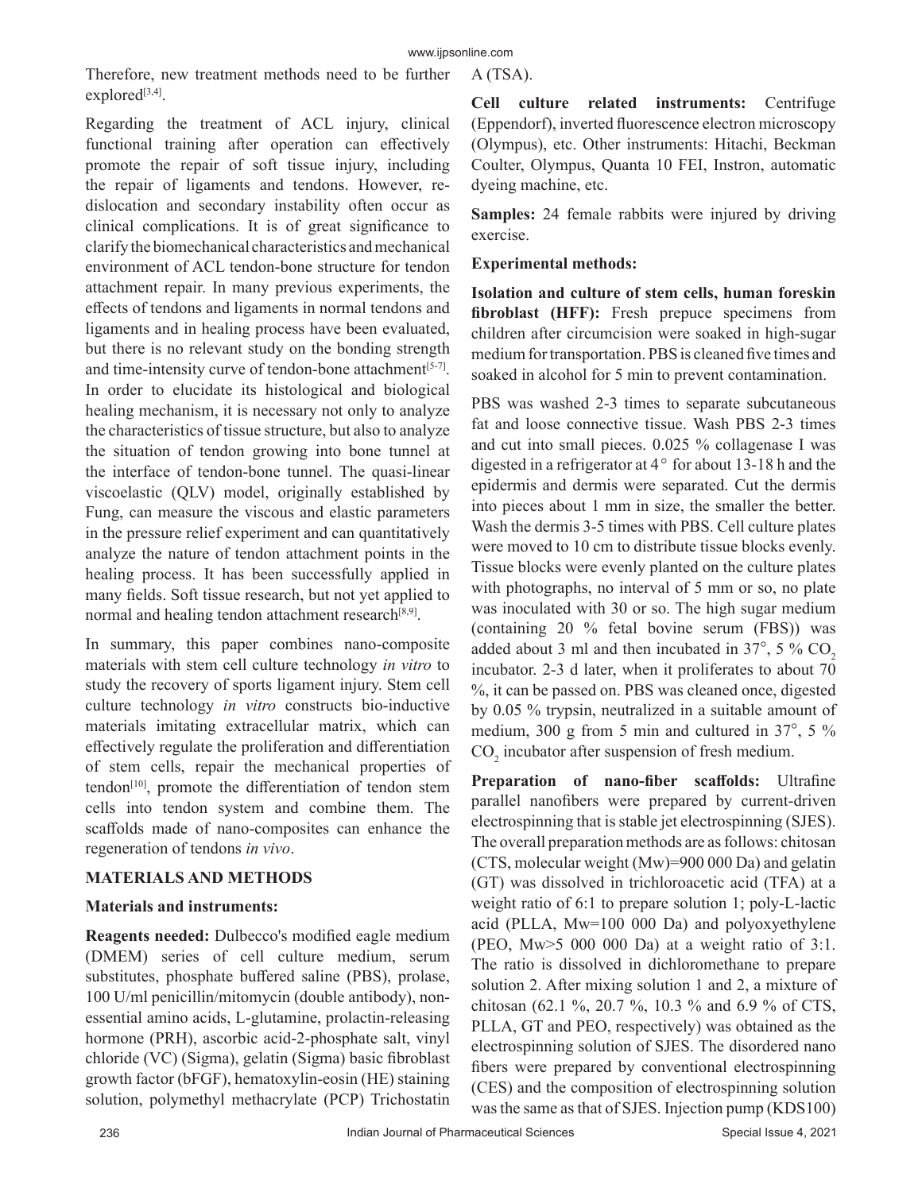Therefore, new treatment methods need to be further explored[3,4].

Regarding the treatment of ACL injury, clinical functional training after operation can effectively promote the repair of soft tissue injury, including the repair of ligaments and tendons. However, re-dislocation and secondary instability often occur as clinical complications. It is of great significance to clarify the biomechanical characteristics and mechanical environment of ACL tendon-bone structure for tendon attachment repair. In many previous experiments, the effects of tendons and ligaments in normal tendons and ligaments and in healing process have been evaluated, but there is no relevant study on the bonding strength and time-intensity curve of tendon-bone attachment[5-7]. In order to elucidate its histological and biological healing mechanism, it is necessary not only to analyze the characteristics of tissue structure, but also to analyze the situation of tendon growing into bone tunnel at the interface of tendon-bone tunnel. The quasi-linear viscoelastic (QLV) model, originally established by Fung, can measure the viscous and elastic parameters in the pressure relief experiment and can quantitatively analyze the nature of tendon attachment points in the healing process. It has been successfully applied in many fields. Soft tissue research, but not yet applied to normal and healing tendon attachment research[8,9].

In summary, this paper combines nano-composite materials with stem cell culture technology *in vitro* to study the recovery of sports ligament injury. Stem cell culture technology *in vitro* constructs bio-inductive materials imitating extracellular matrix, which can effectively regulate the proliferation and differentiation of stem cells, repair the mechanical properties of tendon[10], promote the differentiation of tendon stem cells into tendon system and combine them. The scaffolds made of nano-composites can enhance the regeneration of tendons *in vivo*.

## MATERIALS AND METHODS

### Materials and instruments:

**Reagents needed:** Dulbecco's modified eagle medium (DMEM) series of cell culture medium, serum substitutes, phosphate buffered saline (PBS), prolase, 100 U/ml penicillin/mitomycin (double antibody), non-essential amino acids, L-glutamine, prolactin-releasing hormone (PRH), ascorbic acid-2-phosphate salt, vinyl chloride (VC) (Sigma), gelatin (Sigma) basic fibroblast growth factor (bFGF), hematoxylin-eosin (HE) staining solution, polymethyl methacrylate (PCP) Trichostatin A (TSA).

**Cell culture related instruments:** Centrifuge (Eppendorf), inverted fluorescence electron microscopy (Olympus), etc. Other instruments: Hitachi, Beckman Coulter, Olympus, Quanta 10 FEI, Instron, automatic dyeing machine, etc.

**Samples:** 24 female rabbits were injured by driving exercise.

### Experimental methods:

**Isolation and culture of stem cells, human foreskin fibroblast (HFF):** Fresh prepuce specimens from children after circumcision were soaked in high-sugar medium for transportation. PBS is cleaned five times and soaked in alcohol for 5 min to prevent contamination.

PBS was washed 2-3 times to separate subcutaneous fat and loose connective tissue. Wash PBS 2-3 times and cut into small pieces. 0.025 % collagenase I was digested in a refrigerator at 4° for about 13-18 h and the epidermis and dermis were separated. Cut the dermis into pieces about 1 mm in size, the smaller the better. Wash the dermis 3-5 times with PBS. Cell culture plates were moved to 10 cm to distribute tissue blocks evenly. Tissue blocks were evenly planted on the culture plates with photographs, no interval of 5 mm or so, no plate was inoculated with 30 or so. The high sugar medium (containing 20 % fetal bovine serum (FBS)) was added about 3 ml and then incubated in 37°, 5 % $CO_2$ incubator. 2-3 d later, when it proliferates to about 70 %, it can be passed on. PBS was cleaned once, digested by 0.05 % trypsin, neutralized in a suitable amount of medium, 300 g from 5 min and cultured in 37°, 5 % $CO_2$ incubator after suspension of fresh medium.

**Preparation of nano-fiber scaffolds:** Ultrafine parallel nanofibers were prepared by current-driven electrospinning that is stable jet electrospinning (SJES). The overall preparation methods are as follows: chitosan (CTS, molecular weight (Mw)=900 000 Da) and gelatin (GT) was dissolved in trichloroacetic acid (TFA) at a weight ratio of 6:1 to prepare solution 1; poly-L-lactic acid (PLLA, Mw=100 000 Da) and polyoxyethylene (PEO, Mw>5 000 000 Da) at a weight ratio of 3:1. The ratio is dissolved in dichloromethane to prepare solution 2. After mixing solution 1 and 2, a mixture of chitosan (62.1 %, 20.7 %, 10.3 % and 6.9 % of CTS, PLLA, GT and PEO, respectively) was obtained as the electrospinning solution of SJES. The disordered nano fibers were prepared by conventional electrospinning (CES) and the composition of electrospinning solution was the same as that of SJES. Injection pump (KDS100)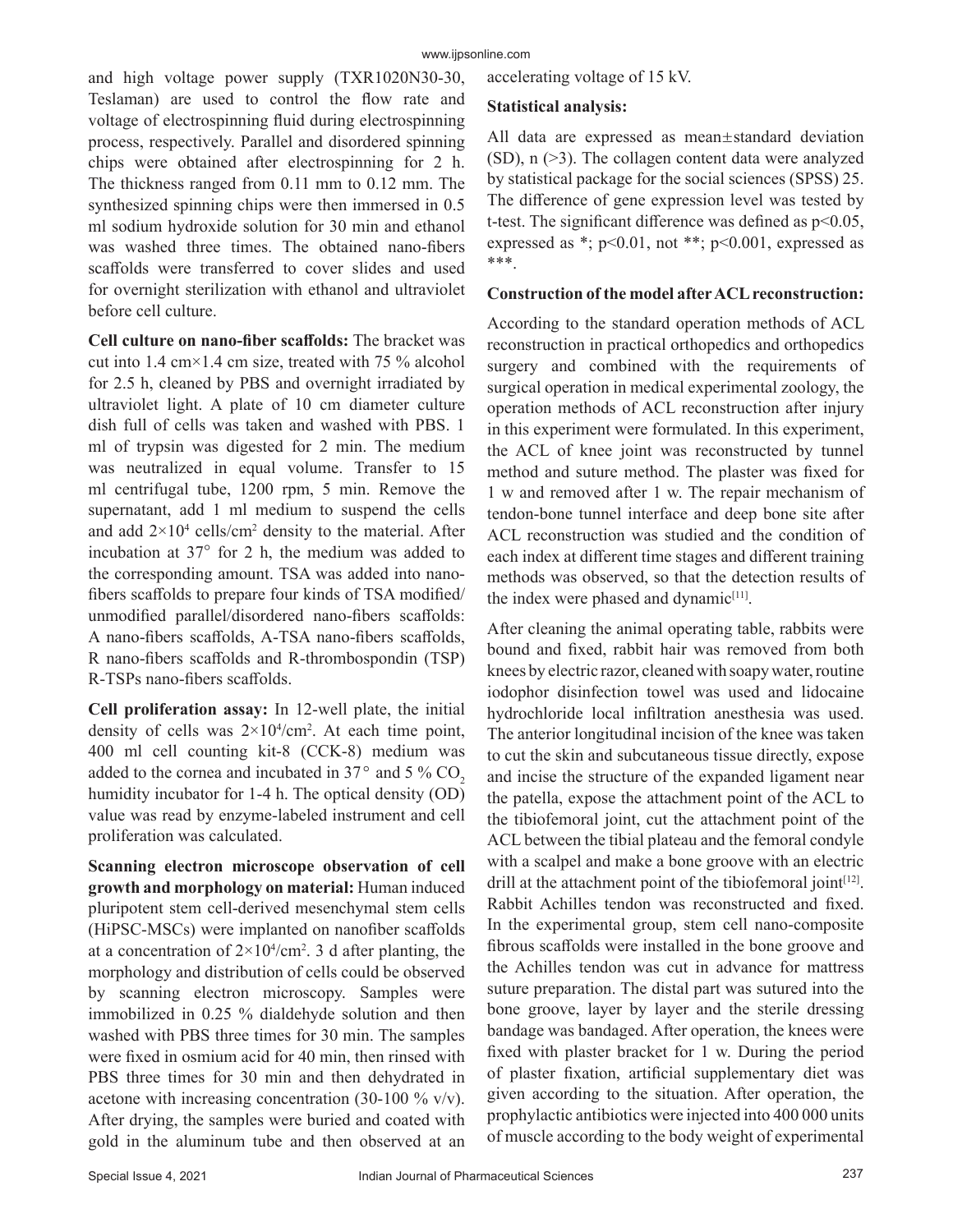and high voltage power supply (TXR1020N30-30, Teslaman) are used to control the flow rate and voltage of electrospinning fluid during electrospinning process, respectively. Parallel and disordered spinning chips were obtained after electrospinning for 2 h. The thickness ranged from 0.11 mm to 0.12 mm. The synthesized spinning chips were then immersed in 0.5 ml sodium hydroxide solution for 30 min and ethanol was washed three times. The obtained nano-fibers scaffolds were transferred to cover slides and used for overnight sterilization with ethanol and ultraviolet before cell culture.

**Cell culture on nano-fiber scaffolds:** The bracket was cut into 1.4 cm×1.4 cm size, treated with 75 % alcohol for 2.5 h, cleaned by PBS and overnight irradiated by ultraviolet light. A plate of 10 cm diameter culture dish full of cells was taken and washed with PBS. 1 ml of trypsin was digested for 2 min. The medium was neutralized in equal volume. Transfer to 15 ml centrifugal tube, 1200 rpm, 5 min. Remove the supernatant, add 1 ml medium to suspend the cells and add $2\times10^4$ cells/cm$^2$ density to the material. After incubation at 37° for 2 h, the medium was added to the corresponding amount. TSA was added into nano-fibers scaffolds to prepare four kinds of TSA modified/unmodified parallel/disordered nano-fibers scaffolds: A nano-fibers scaffolds, A-TSA nano-fibers scaffolds, R nano-fibers scaffolds and R-thrombospondin (TSP) R-TSPs nano-fibers scaffolds.

**Cell proliferation assay:** In 12-well plate, the initial density of cells was $2\times10^4$/cm$^2$. At each time point, 400 ml cell counting kit-8 (CCK-8) medium was added to the cornea and incubated in 37° and 5 % $CO_2$ humidity incubator for 1-4 h. The optical density (OD) value was read by enzyme-labeled instrument and cell proliferation was calculated.

**Scanning electron microscope observation of cell growth and morphology on material:** Human induced pluripotent stem cell-derived mesenchymal stem cells (HiPSC-MSCs) were implanted on nanofiber scaffolds at a concentration of $2\times10^4$/cm$^2$. 3 d after planting, the morphology and distribution of cells could be observed by scanning electron microscopy. Samples were immobilized in 0.25 % dialdehyde solution and then washed with PBS three times for 30 min. The samples were fixed in osmium acid for 40 min, then rinsed with PBS three times for 30 min and then dehydrated in acetone with increasing concentration (30-100 % v/v). After drying, the samples were buried and coated with gold in the aluminum tube and then observed at an accelerating voltage of 15 kV.

**Statistical analysis:**

All data are expressed as mean±standard deviation (SD), n (>3). The collagen content data were analyzed by statistical package for the social sciences (SPSS) 25. The difference of gene expression level was tested by t-test. The significant difference was defined as $p<0.05$, expressed as *; $p<0.01$, not **; $p<0.001$, expressed as ***.

**Construction of the model after ACL reconstruction:**

According to the standard operation methods of ACL reconstruction in practical orthopedics and orthopedics surgery and combined with the requirements of surgical operation in medical experimental zoology, the operation methods of ACL reconstruction after injury in this experiment were formulated. In this experiment, the ACL of knee joint was reconstructed by tunnel method and suture method. The plaster was fixed for 1 w and removed after 1 w. The repair mechanism of tendon-bone tunnel interface and deep bone site after ACL reconstruction was studied and the condition of each index at different time stages and different training methods was observed, so that the detection results of the index were phased and dynamic[11].

After cleaning the animal operating table, rabbits were bound and fixed, rabbit hair was removed from both knees by electric razor, cleaned with soapy water, routine iodophor disinfection towel was used and lidocaine hydrochloride local infiltration anesthesia was used. The anterior longitudinal incision of the knee was taken to cut the skin and subcutaneous tissue directly, expose and incise the structure of the expanded ligament near the patella, expose the attachment point of the ACL to the tibiofemoral joint, cut the attachment point of the ACL between the tibial plateau and the femoral condyle with a scalpel and make a bone groove with an electric drill at the attachment point of the tibiofemoral joint[12]. Rabbit Achilles tendon was reconstructed and fixed. In the experimental group, stem cell nano-composite fibrous scaffolds were installed in the bone groove and the Achilles tendon was cut in advance for mattress suture preparation. The distal part was sutured into the bone groove, layer by layer and the sterile dressing bandage was bandaged. After operation, the knees were fixed with plaster bracket for 1 w. During the period of plaster fixation, artificial supplementary diet was given according to the situation. After operation, the prophylactic antibiotics were injected into 400 000 units of muscle according to the body weight of experimental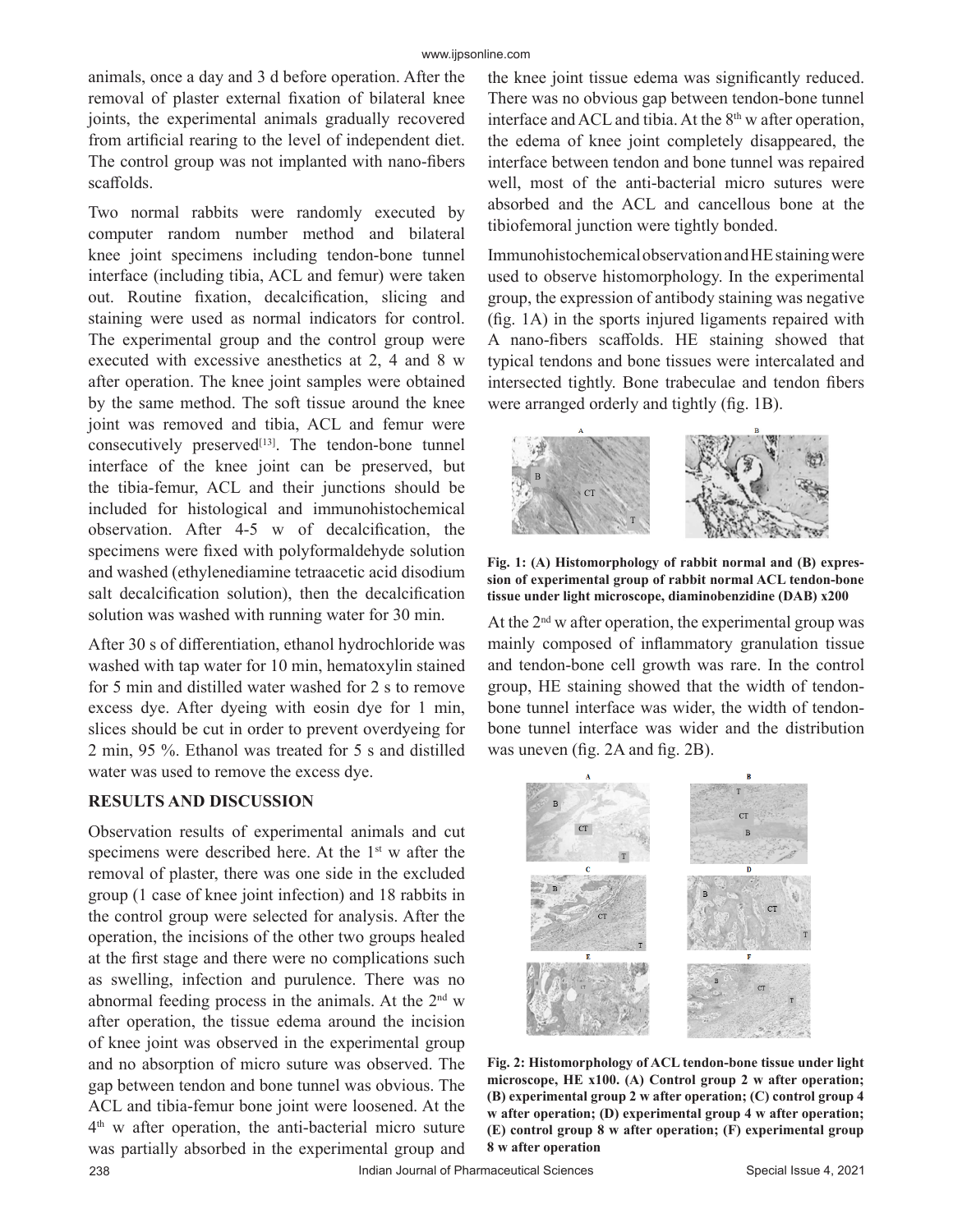animals, once a day and 3 d before operation. After the removal of plaster external fixation of bilateral knee joints, the experimental animals gradually recovered from artificial rearing to the level of independent diet. The control group was not implanted with nano-fibers scaffolds.

Two normal rabbits were randomly executed by computer random number method and bilateral knee joint specimens including tendon-bone tunnel interface (including tibia, ACL and femur) were taken out. Routine fixation, decalcification, slicing and staining were used as normal indicators for control. The experimental group and the control group were executed with excessive anesthetics at 2, 4 and 8 w after operation. The knee joint samples were obtained by the same method. The soft tissue around the knee joint was removed and tibia, ACL and femur were consecutively preserved[13]. The tendon-bone tunnel interface of the knee joint can be preserved, but the tibia-femur, ACL and their junctions should be included for histological and immunohistochemical observation. After 4-5 w of decalcification, the specimens were fixed with polyformaldehyde solution and washed (ethylenediamine tetraacetic acid disodium salt decalcification solution), then the decalcification solution was washed with running water for 30 min.

After 30 s of differentiation, ethanol hydrochloride was washed with tap water for 10 min, hematoxylin stained for 5 min and distilled water washed for 2 s to remove excess dye. After dyeing with eosin dye for 1 min, slices should be cut in order to prevent overdyeing for 2 min, 95 %. Ethanol was treated for 5 s and distilled water was used to remove the excess dye.

## RESULTS AND DISCUSSION

Observation results of experimental animals and cut specimens were described here. At the 1st w after the removal of plaster, there was one side in the excluded group (1 case of knee joint infection) and 18 rabbits in the control group were selected for analysis. After the operation, the incisions of the other two groups healed at the first stage and there were no complications such as swelling, infection and purulence. There was no abnormal feeding process in the animals. At the 2nd w after operation, the tissue edema around the incision of knee joint was observed in the experimental group and no absorption of micro suture was observed. The gap between tendon and bone tunnel was obvious. The ACL and tibia-femur bone joint were loosened. At the 4th w after operation, the anti-bacterial micro suture was partially absorbed in the experimental group and the knee joint tissue edema was significantly reduced. There was no obvious gap between tendon-bone tunnel interface and ACL and tibia. At the 8th w after operation, the edema of knee joint completely disappeared, the interface between tendon and bone tunnel was repaired well, most of the anti-bacterial micro sutures were absorbed and the ACL and cancellous bone at the tibiofemoral junction were tightly bonded.

Immunohistochemical observation and HE staining were used to observe histomorphology. In the experimental group, the expression of antibody staining was negative (fig. 1A) in the sports injured ligaments repaired with A nano-fibers scaffolds. HE staining showed that typical tendons and bone tissues were intercalated and intersected tightly. Bone trabeculae and tendon fibers were arranged orderly and tightly (fig. 1B).

**Fig. 1: (A) Histomorphology of rabbit normal and (B) expression of experimental group of rabbit normal ACL tendon-bone tissue under light microscope, diaminobenzidine (DAB) x200**

At the 2nd w after operation, the experimental group was mainly composed of inflammatory granulation tissue and tendon-bone cell growth was rare. In the control group, HE staining showed that the width of tendon-bone tunnel interface was wider, the width of tendon-bone tunnel interface was wider and the distribution was uneven (fig. 2A and fig. 2B).

**Fig. 2: Histomorphology of ACL tendon-bone tissue under light microscope, HE x100. (A) Control group 2 w after operation; (B) experimental group 2 w after operation; (C) control group 4 w after operation; (D) experimental group 4 w after operation; (E) control group 8 w after operation; (F) experimental group 8 w after operation**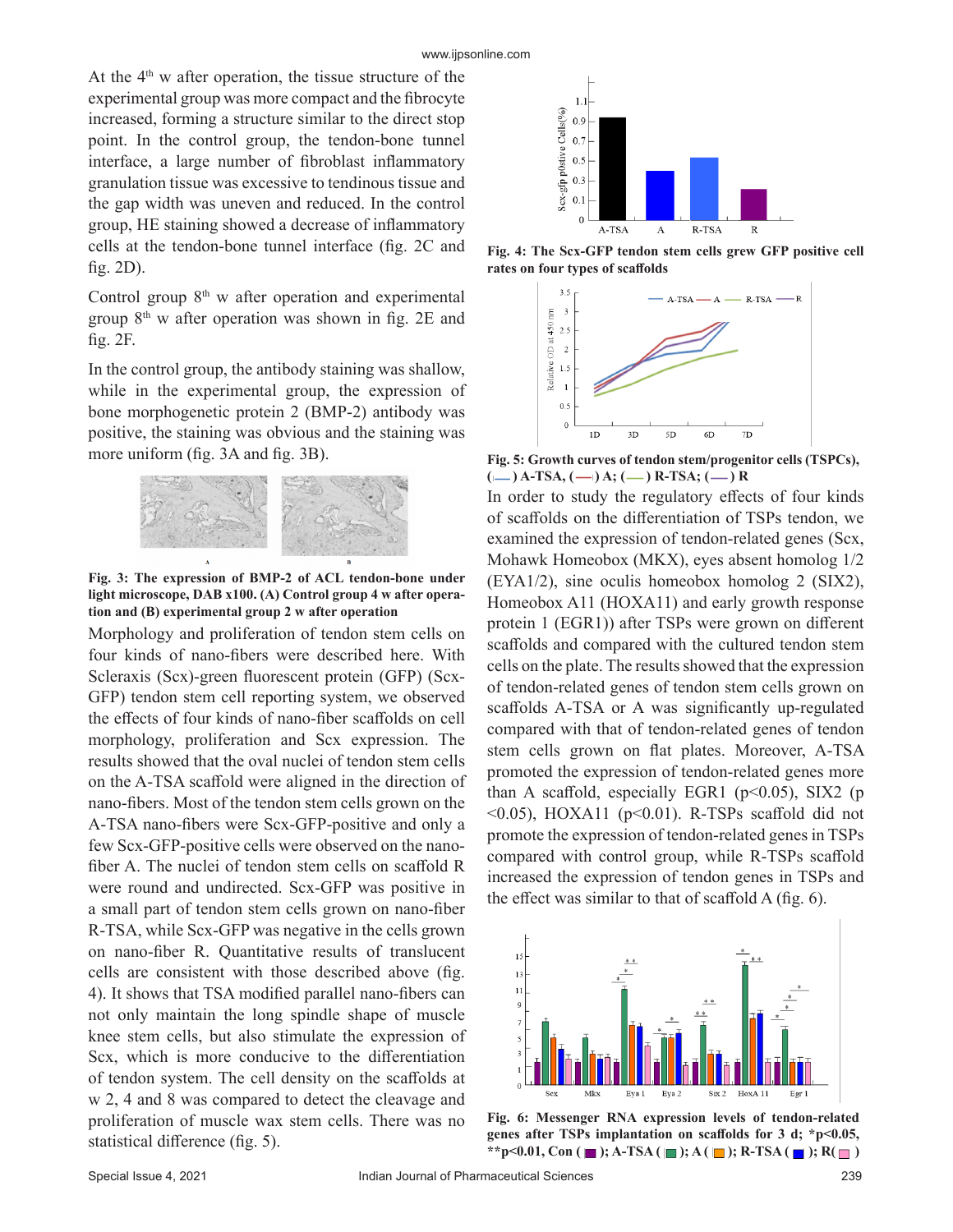At the 4th w after operation, the tissue structure of the experimental group was more compact and the fibrocyte increased, forming a structure similar to the direct stop point. In the control group, the tendon-bone tunnel interface, a large number of fibroblast inflammatory granulation tissue was excessive to tendinous tissue and the gap width was uneven and reduced. In the control group, HE staining showed a decrease of inflammatory cells at the tendon-bone tunnel interface (fig. 2C and fig. 2D).

Control group 8th w after operation and experimental group 8th w after operation was shown in fig. 2E and fig. 2F.

In the control group, the antibody staining was shallow, while in the experimental group, the expression of bone morphogenetic protein 2 (BMP-2) antibody was positive, the staining was obvious and the staining was more uniform (fig. 3A and fig. 3B).

**Fig. 3: The expression of BMP-2 of ACL tendon-bone under light microscope, DAB x100. (A) Control group 4 w after operation and (B) experimental group 2 w after operation**

Morphology and proliferation of tendon stem cells on four kinds of nano-fibers were described here. With Scleraxis (Scx)-green fluorescent protein (GFP) (Scx-GFP) tendon stem cell reporting system, we observed the effects of four kinds of nano-fiber scaffolds on cell morphology, proliferation and Scx expression. The results showed that the oval nuclei of tendon stem cells on the A-TSA scaffold were aligned in the direction of nano-fibers. Most of the tendon stem cells grown on the A-TSA nano-fibers were Scx-GFP-positive and only a few Scx-GFP-positive cells were observed on the nano-fiber A. The nuclei of tendon stem cells on scaffold R were round and undirected. Scx-GFP was positive in a small part of tendon stem cells grown on nano-fiber R-TSA, while Scx-GFP was negative in the cells grown on nano-fiber R. Quantitative results of translucent cells are consistent with those described above (fig. 4). It shows that TSA modified parallel nano-fibers can not only maintain the long spindle shape of muscle knee stem cells, but also stimulate the expression of Scx, which is more conducive to the differentiation of tendon system. The cell density on the scaffolds at w 2, 4 and 8 was compared to detect the cleavage and proliferation of muscle wax stem cells. There was no statistical difference (fig. 5).

**Fig. 4: The Scx-GFP tendon stem cells grew GFP positive cell rates on four types of scaffolds**

**Fig. 5: Growth curves of tendon stem/progenitor cells (TSPCs), ( ) A-TSA, ( ) A; ( ) R-TSA; ( ) R**

In order to study the regulatory effects of four kinds of scaffolds on the differentiation of TSPs tendon, we examined the expression of tendon-related genes (Scx, Mohawk Homeobox (MKX), eyes absent homolog 1/2 (EYA1/2), sine oculis homeobox homolog 2 (SIX2), Homeobox A11 (HOXA11) and early growth response protein 1 (EGR1)) after TSPs were grown on different scaffolds and compared with the cultured tendon stem cells on the plate. The results showed that the expression of tendon-related genes of tendon stem cells grown on scaffolds A-TSA or A was significantly up-regulated compared with that of tendon-related genes of tendon stem cells grown on flat plates. Moreover, A-TSA promoted the expression of tendon-related genes more than A scaffold, especially EGR1 ($p<0.05$), SIX2 ($p<0.05$), HOXA11 ($p<0.01$). R-TSPs scaffold did not promote the expression of tendon-related genes in TSPs compared with control group, while R-TSPs scaffold increased the expression of tendon genes in TSPs and the effect was similar to that of scaffold A (fig. 6).

**Fig. 6: Messenger RNA expression levels of tendon-related genes after TSPs implantation on scaffolds for 3 d; \*$p<0.05$, \*\*$p<0.01$, Con ( ); A-TSA ( ); A ( ); R-TSA ( ); R( )**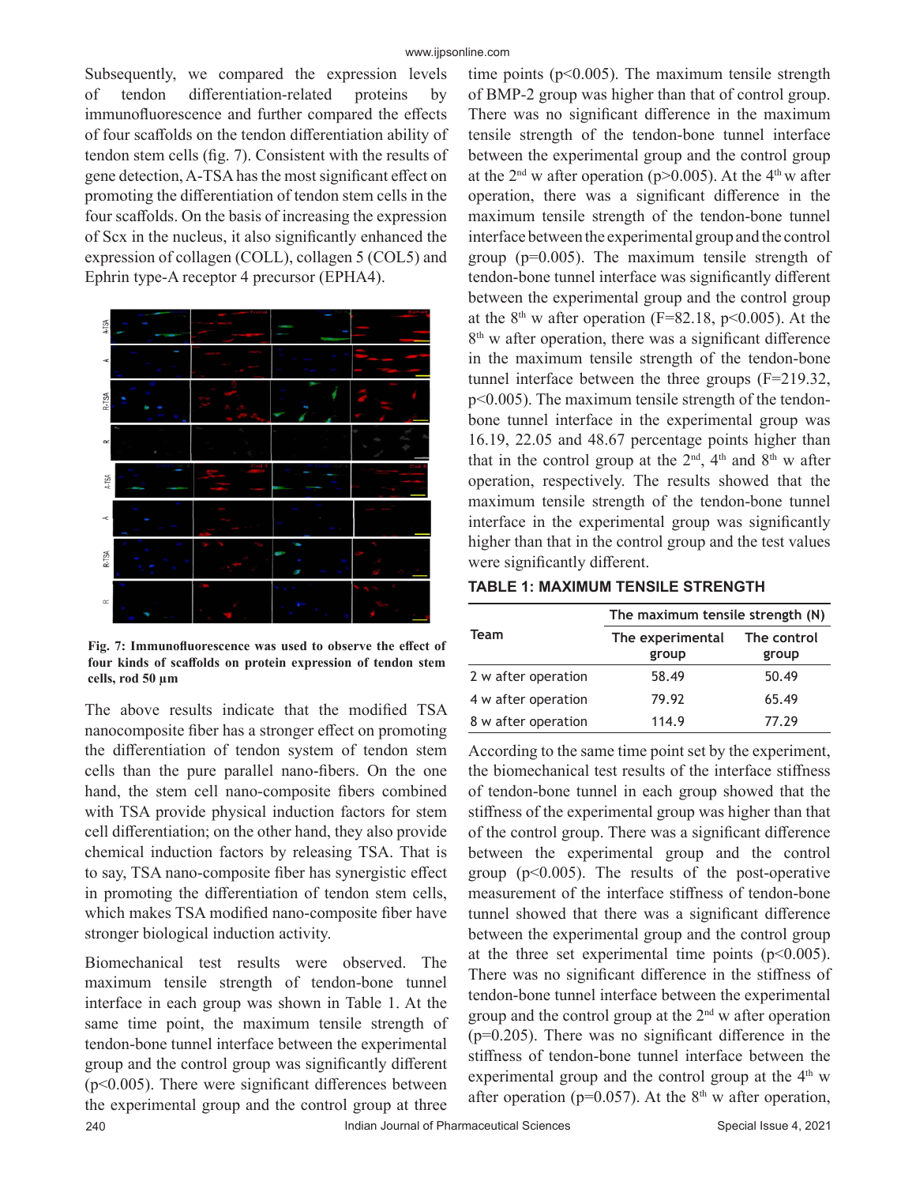Subsequently, we compared the expression levels of tendon differentiation-related proteins by immunofluorescence and further compared the effects of four scaffolds on the tendon differentiation ability of tendon stem cells (fig. 7). Consistent with the results of gene detection, A-TSA has the most significant effect on promoting the differentiation of tendon stem cells in the four scaffolds. On the basis of increasing the expression of Scx in the nucleus, it also significantly enhanced the expression of collagen (COLL), collagen 5 (COL5) and Ephrin type-A receptor 4 precursor (EPHA4).

**Fig. 7: Immunofluorescence was used to observe the effect of four kinds of scaffolds on protein expression of tendon stem cells, rod 50 µm**

The above results indicate that the modified TSA nanocomposite fiber has a stronger effect on promoting the differentiation of tendon system of tendon stem cells than the pure parallel nano-fibers. On the one hand, the stem cell nano-composite fibers combined with TSA provide physical induction factors for stem cell differentiation; on the other hand, they also provide chemical induction factors by releasing TSA. That is to say, TSA nano-composite fiber has synergistic effect in promoting the differentiation of tendon stem cells, which makes TSA modified nano-composite fiber have stronger biological induction activity.

Biomechanical test results were observed. The maximum tensile strength of tendon-bone tunnel interface in each group was shown in Table 1. At the same time point, the maximum tensile strength of tendon-bone tunnel interface between the experimental group and the control group was significantly different ($p<0.005$). There were significant differences between the experimental group and the control group at three time points ($p<0.005$). The maximum tensile strength of BMP-2 group was higher than that of control group. There was no significant difference in the maximum tensile strength of the tendon-bone tunnel interface between the experimental group and the control group at the 2nd w after operation ($p>0.005$). At the 4th w after operation, there was a significant difference in the maximum tensile strength of the tendon-bone tunnel interface between the experimental group and the control group ($p=0.005$). The maximum tensile strength of tendon-bone tunnel interface was significantly different between the experimental group and the control group at the 8th w after operation ($F=82.18$, $p<0.005$). At the 8th w after operation, there was a significant difference in the maximum tensile strength of the tendon-bone tunnel interface between the three groups ($F=219.32$, $p<0.005$). The maximum tensile strength of the tendon-bone tunnel interface in the experimental group was 16.19, 22.05 and 48.67 percentage points higher than that in the control group at the 2nd, 4th and 8th w after operation, respectively. The results showed that the maximum tensile strength of the tendon-bone tunnel interface in the experimental group was significantly higher than that in the control group and the test values were significantly different.

**TABLE 1: MAXIMUM TENSILE STRENGTH**

| Team | The maximum tensile strength (N) | |
|---|---|---|
| | The experimental group | The control group |
| 2 w after operation | 58.49 | 50.49 |
| 4 w after operation | 79.92 | 65.49 |
| 8 w after operation | 114.9 | 77.29 |

According to the same time point set by the experiment, the biomechanical test results of the interface stiffness of tendon-bone tunnel in each group showed that the stiffness of the experimental group was higher than that of the control group. There was a significant difference between the experimental group and the control group ($p<0.005$). The results of the post-operative measurement of the interface stiffness of tendon-bone tunnel showed that there was a significant difference between the experimental group and the control group at the three set experimental time points ($p<0.005$). There was no significant difference in the stiffness of tendon-bone tunnel interface between the experimental group and the control group at the 2nd w after operation ($p=0.205$). There was no significant difference in the stiffness of tendon-bone tunnel interface between the experimental group and the control group at the 4th w after operation ($p=0.057$). At the 8th w after operation,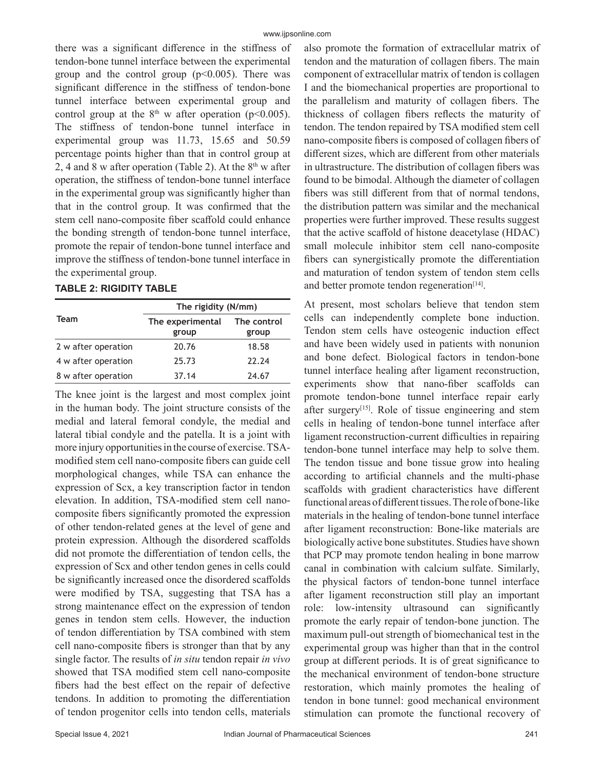there was a significant difference in the stiffness of tendon-bone tunnel interface between the experimental group and the control group ($p<0.005$). There was significant difference in the stiffness of tendon-bone tunnel interface between experimental group and control group at the 8th w after operation ($p<0.005$). The stiffness of tendon-bone tunnel interface in experimental group was 11.73, 15.65 and 50.59 percentage points higher than that in control group at 2, 4 and 8 w after operation (Table 2). At the 8th w after operation, the stiffness of tendon-bone tunnel interface in the experimental group was significantly higher than that in the control group. It was confirmed that the stem cell nano-composite fiber scaffold could enhance the bonding strength of tendon-bone tunnel interface, promote the repair of tendon-bone tunnel interface and improve the stiffness of tendon-bone tunnel interface in the experimental group.

**TABLE 2: RIGIDITY TABLE**

| Team | The rigidity (N/mm) | |
|---|---|---|
| | The experimental group | The control group |
| 2 w after operation | 20.76 | 18.58 |
| 4 w after operation | 25.73 | 22.24 |
| 8 w after operation | 37.14 | 24.67 |

The knee joint is the largest and most complex joint in the human body. The joint structure consists of the medial and lateral femoral condyle, the medial and lateral tibial condyle and the patella. It is a joint with more injury opportunities in the course of exercise. TSA-modified stem cell nano-composite fibers can guide cell morphological changes, while TSA can enhance the expression of Scx, a key transcription factor in tendon elevation. In addition, TSA-modified stem cell nano-composite fibers significantly promoted the expression of other tendon-related genes at the level of gene and protein expression. Although the disordered scaffolds did not promote the differentiation of tendon cells, the expression of Scx and other tendon genes in cells could be significantly increased once the disordered scaffolds were modified by TSA, suggesting that TSA has a strong maintenance effect on the expression of tendon genes in tendon stem cells. However, the induction of tendon differentiation by TSA combined with stem cell nano-composite fibers is stronger than that by any single factor. The results of *in situ* tendon repair *in vivo* showed that TSA modified stem cell nano-composite fibers had the best effect on the repair of defective tendons. In addition to promoting the differentiation of tendon progenitor cells into tendon cells, materials also promote the formation of extracellular matrix of tendon and the maturation of collagen fibers. The main component of extracellular matrix of tendon is collagen I and the biomechanical properties are proportional to the parallelism and maturity of collagen fibers. The thickness of collagen fibers reflects the maturity of tendon. The tendon repaired by TSA modified stem cell nano-composite fibers is composed of collagen fibers of different sizes, which are different from other materials in ultrastructure. The distribution of collagen fibers was found to be bimodal. Although the diameter of collagen fibers was still different from that of normal tendons, the distribution pattern was similar and the mechanical properties were further improved. These results suggest that the active scaffold of histone deacetylase (HDAC) small molecule inhibitor stem cell nano-composite fibers can synergistically promote the differentiation and maturation of tendon system of tendon stem cells and better promote tendon regeneration[14].

At present, most scholars believe that tendon stem cells can independently complete bone induction. Tendon stem cells have osteogenic induction effect and have been widely used in patients with nonunion and bone defect. Biological factors in tendon-bone tunnel interface healing after ligament reconstruction, experiments show that nano-fiber scaffolds can promote tendon-bone tunnel interface repair early after surgery[15]. Role of tissue engineering and stem cells in healing of tendon-bone tunnel interface after ligament reconstruction-current difficulties in repairing tendon-bone tunnel interface may help to solve them. The tendon tissue and bone tissue grow into healing according to artificial channels and the multi-phase scaffolds with gradient characteristics have different functional areas of different tissues. The role of bone-like materials in the healing of tendon-bone tunnel interface after ligament reconstruction: Bone-like materials are biologically active bone substitutes. Studies have shown that PCP may promote tendon healing in bone marrow canal in combination with calcium sulfate. Similarly, the physical factors of tendon-bone tunnel interface after ligament reconstruction still play an important role: low-intensity ultrasound can significantly promote the early repair of tendon-bone junction. The maximum pull-out strength of biomechanical test in the experimental group was higher than that in the control group at different periods. It is of great significance to the mechanical environment of tendon-bone structure restoration, which mainly promotes the healing of tendon in bone tunnel: good mechanical environment stimulation can promote the functional recovery of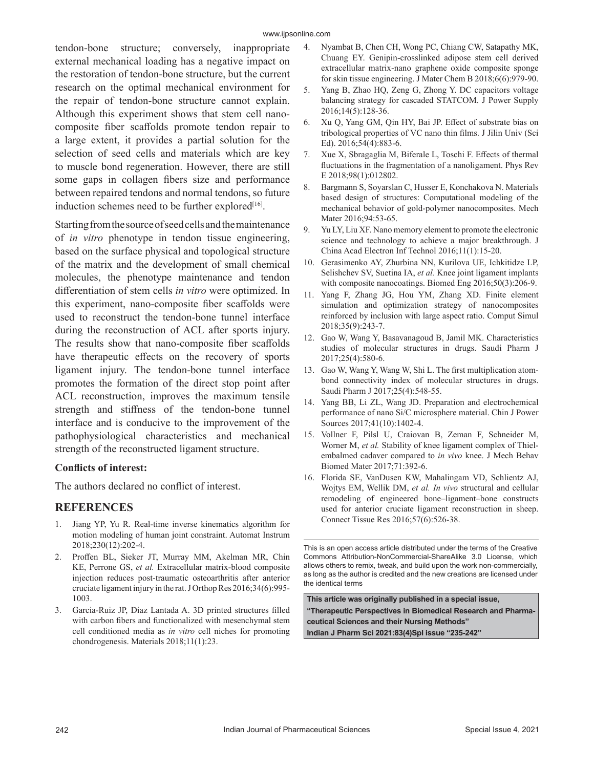tendon-bone structure; conversely, inappropriate external mechanical loading has a negative impact on the restoration of tendon-bone structure, but the current research on the optimal mechanical environment for the repair of tendon-bone structure cannot explain. Although this experiment shows that stem cell nano-composite fiber scaffolds promote tendon repair to a large extent, it provides a partial solution for the selection of seed cells and materials which are key to muscle bond regeneration. However, there are still some gaps in collagen fibers size and performance between repaired tendons and normal tendons, so future induction schemes need to be further explored[16].

Starting from the source of seed cells and the maintenance of *in vitro* phenotype in tendon tissue engineering, based on the surface physical and topological structure of the matrix and the development of small chemical molecules, the phenotype maintenance and tendon differentiation of stem cells *in vitro* were optimized. In this experiment, nano-composite fiber scaffolds were used to reconstruct the tendon-bone tunnel interface during the reconstruction of ACL after sports injury. The results show that nano-composite fiber scaffolds have therapeutic effects on the recovery of sports ligament injury. The tendon-bone tunnel interface promotes the formation of the direct stop point after ACL reconstruction, improves the maximum tensile strength and stiffness of the tendon-bone tunnel interface and is conducive to the improvement of the pathophysiological characteristics and mechanical strength of the reconstructed ligament structure.

**Conflicts of interest:**

The authors declared no conflict of interest.

## REFERENCES

1. Jiang YP, Yu R. Real-time inverse kinematics algorithm for motion modeling of human joint constraint. Automat Instrum 2018;230(12):202-4.
2. Proffen BL, Sieker JT, Murray MM, Akelman MR, Chin KE, Perrone GS, *et al.* Extracellular matrix-blood composite injection reduces post-traumatic osteoarthritis after anterior cruciate ligament injury in the rat. J Orthop Res 2016;34(6):995-1003.
3. Garcia-Ruiz JP, Diaz Lantada A. 3D printed structures filled with carbon fibers and functionalized with mesenchymal stem cell conditioned media as *in vitro* cell niches for promoting chondrogenesis. Materials 2018;11(1):23.
4. Nyambat B, Chen CH, Wong PC, Chiang CW, Satapathy MK, Chuang EY. Genipin-crosslinked adipose stem cell derived extracellular matrix-nano graphene oxide composite sponge for skin tissue engineering. J Mater Chem B 2018;6(6):979-90.
5. Yang B, Zhao HQ, Zeng G, Zhong Y. DC capacitors voltage balancing strategy for cascaded STATCOM. J Power Supply 2016;14(5):128-36.
6. Xu Q, Yang GM, Qin HY, Bai JP. Effect of substrate bias on tribological properties of VC nano thin films. J Jilin Univ (Sci Ed). 2016;54(4):883-6.
7. Xue X, Sbragaglia M, Biferale L, Toschi F. Effects of thermal fluctuations in the fragmentation of a nanoligament. Phys Rev E 2018;98(1):012802.
8. Bargmann S, Soyarslan C, Husser E, Konchakova N. Materials based design of structures: Computational modeling of the mechanical behavior of gold-polymer nanocomposites. Mech Mater 2016;94:53-65.
9. Yu LY, Liu XF. Nano memory element to promote the electronic science and technology to achieve a major breakthrough. J China Acad Electron Inf Technol 2016;11(1):15-20.
10. Gerasimenko AY, Zhurbina NN, Kurilova UE, Ichkitidze LP, Selishchev SV, Suetina IA, *et al.* Knee joint ligament implants with composite nanocoatings. Biomed Eng 2016;50(3):206-9.
11. Yang F, Zhang JG, Hou YM, Zhang XD. Finite element simulation and optimization strategy of nanocomposites reinforced by inclusion with large aspect ratio. Comput Simul 2018;35(9):243-7.
12. Gao W, Wang Y, Basavanagoud B, Jamil MK. Characteristics studies of molecular structures in drugs. Saudi Pharm J 2017;25(4):580-6.
13. Gao W, Wang Y, Wang W, Shi L. The first multiplication atom-bond connectivity index of molecular structures in drugs. Saudi Pharm J 2017;25(4):548-55.
14. Yang BB, Li ZL, Wang JD. Preparation and electrochemical performance of nano Si/C microsphere material. Chin J Power Sources 2017;41(10):1402-4.
15. Vollner F, Pilsl U, Craiovan B, Zeman F, Schneider M, Worner M, *et al.* Stability of knee ligament complex of Thiel-embalmed cadaver compared to *in vivo* knee. J Mech Behav Biomed Mater 2017;71:392-6.
16. Florida SE, VanDusen KW, Mahalingam VD, Schlientz AJ, Wojtys EM, Wellik DM, *et al. In vivo* structural and cellular remodeling of engineered bone–ligament–bone constructs used for anterior cruciate ligament reconstruction in sheep. Connect Tissue Res 2016;57(6):526-38.

This is an open access article distributed under the terms of the Creative Commons Attribution-NonCommercial-ShareAlike 3.0 License, which allows others to remix, tweak, and build upon the work non-commercially, as long as the author is credited and the new creations are licensed under the identical terms

**This article was originally published in a special issue, "Therapeutic Perspectives in Biomedical Research and Pharmaceutical Sciences and their Nursing Methods" Indian J Pharm Sci 2021:83(4)Spl issue "235-242"**